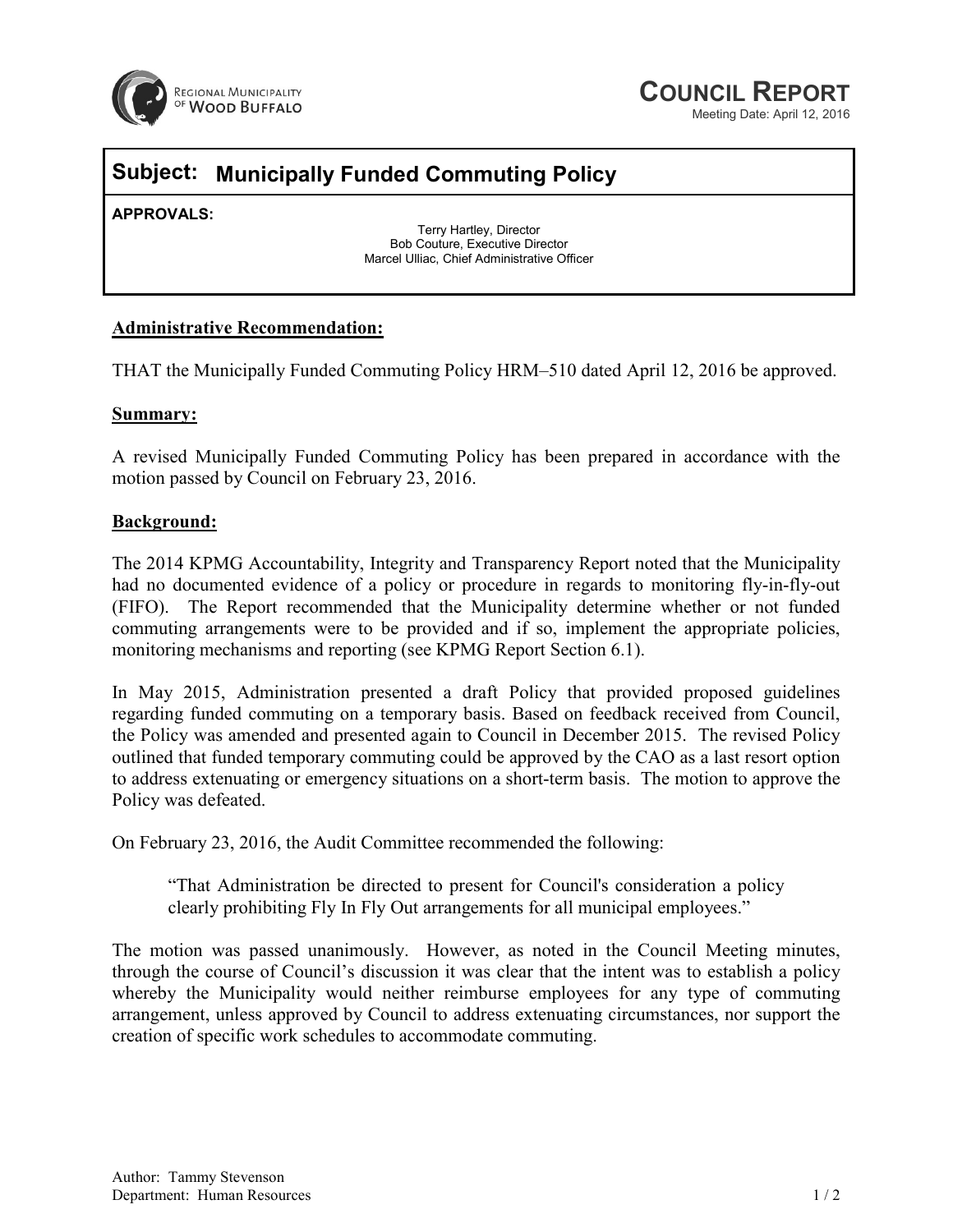Regional Municipality of Wood Buffalo

# COUNCIL REPORT

Meeting Date: April 12, 2016

## Subject: Municipally Funded Commuting Policy

**APPROVALS:**

Terry Hartley, Director
Bob Couture, Executive Director
Marcel Ulliac, Chief Administrative Officer

### Administrative Recommendation:

THAT the Municipally Funded Commuting Policy HRM–510 dated April 12, 2016 be approved.

### Summary:

A revised Municipally Funded Commuting Policy has been prepared in accordance with the motion passed by Council on February 23, 2016.

### Background:

The 2014 KPMG Accountability, Integrity and Transparency Report noted that the Municipality had no documented evidence of a policy or procedure in regards to monitoring fly-in-fly-out (FIFO). The Report recommended that the Municipality determine whether or not funded commuting arrangements were to be provided and if so, implement the appropriate policies, monitoring mechanisms and reporting (see KPMG Report Section 6.1).

In May 2015, Administration presented a draft Policy that provided proposed guidelines regarding funded commuting on a temporary basis. Based on feedback received from Council, the Policy was amended and presented again to Council in December 2015. The revised Policy outlined that funded temporary commuting could be approved by the CAO as a last resort option to address extenuating or emergency situations on a short-term basis. The motion to approve the Policy was defeated.

On February 23, 2016, the Audit Committee recommended the following:

> "That Administration be directed to present for Council's consideration a policy clearly prohibiting Fly In Fly Out arrangements for all municipal employees."

The motion was passed unanimously. However, as noted in the Council Meeting minutes, through the course of Council's discussion it was clear that the intent was to establish a policy whereby the Municipality would neither reimburse employees for any type of commuting arrangement, unless approved by Council to address extenuating circumstances, nor support the creation of specific work schedules to accommodate commuting.

Author: Tammy Stevenson
Department: Human Resources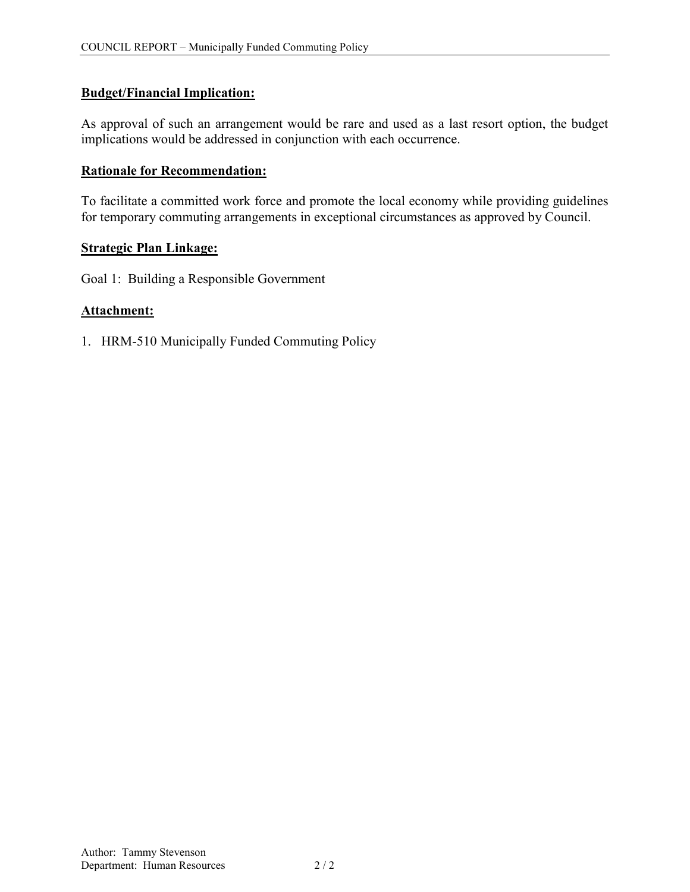## Budget/Financial Implication:

As approval of such an arrangement would be rare and used as a last resort option, the budget implications would be addressed in conjunction with each occurrence.

## Rationale for Recommendation:

To facilitate a committed work force and promote the local economy while providing guidelines for temporary commuting arrangements in exceptional circumstances as approved by Council.

## Strategic Plan Linkage:

Goal 1: Building a Responsible Government

## Attachment:

1. HRM-510 Municipally Funded Commuting Policy

Author: Tammy Stevenson
Department: Human Resources